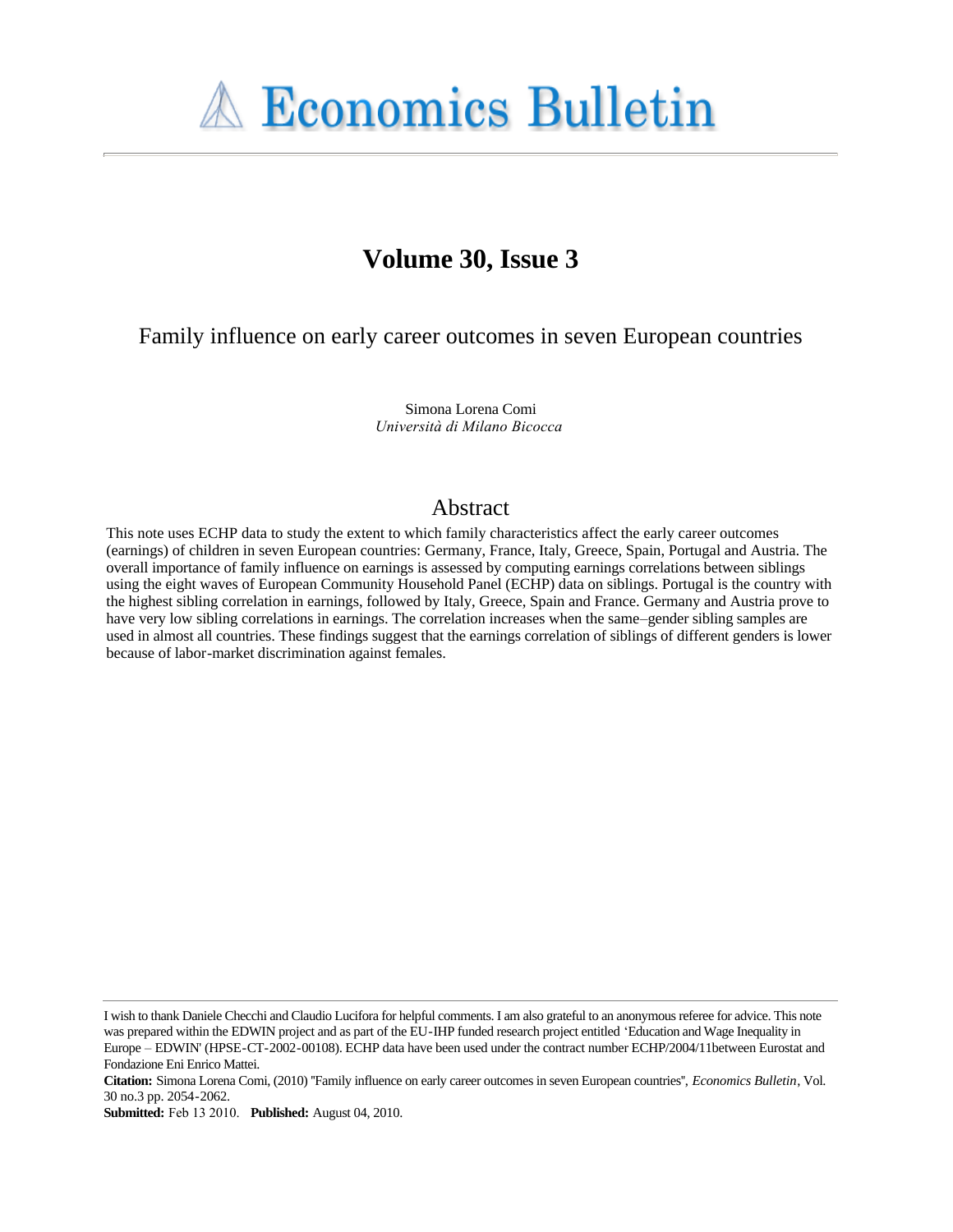# Economics Bulletin

## Volume 30, Issue 3

# Family influence on early career outcomes in seven European countries

Simona Lorena Comi  
*Università di Milano Bicocca*

## Abstract

This note uses ECHP data to study the extent to which family characteristics affect the early career outcomes (earnings) of children in seven European countries: Germany, France, Italy, Greece, Spain, Portugal and Austria. The overall importance of family influence on earnings is assessed by computing earnings correlations between siblings using the eight waves of European Community Household Panel (ECHP) data on siblings. Portugal is the country with the highest sibling correlation in earnings, followed by Italy, Greece, Spain and France. Germany and Austria prove to have very low sibling correlations in earnings. The correlation increases when the same–gender sibling samples are used in almost all countries. These findings suggest that the earnings correlation of siblings of different genders is lower because of labor-market discrimination against females.

---

I wish to thank Daniele Checchi and Claudio Lucifora for helpful comments. I am also grateful to an anonymous referee for advice. This note was prepared within the EDWIN project and as part of the EU-IHP funded research project entitled 'Education and Wage Inequality in Europe – EDWIN' (HPSE-CT-2002-00108). ECHP data have been used under the contract number ECHP/2004/11between Eurostat and Fondazione Eni Enrico Mattei.

**Citation:** Simona Lorena Comi, (2010) ''Family influence on early career outcomes in seven European countries'', *Economics Bulletin*, Vol. 30 no.3 pp. 2054-2062.

**Submitted:** Feb 13 2010. **Published:** August 04, 2010.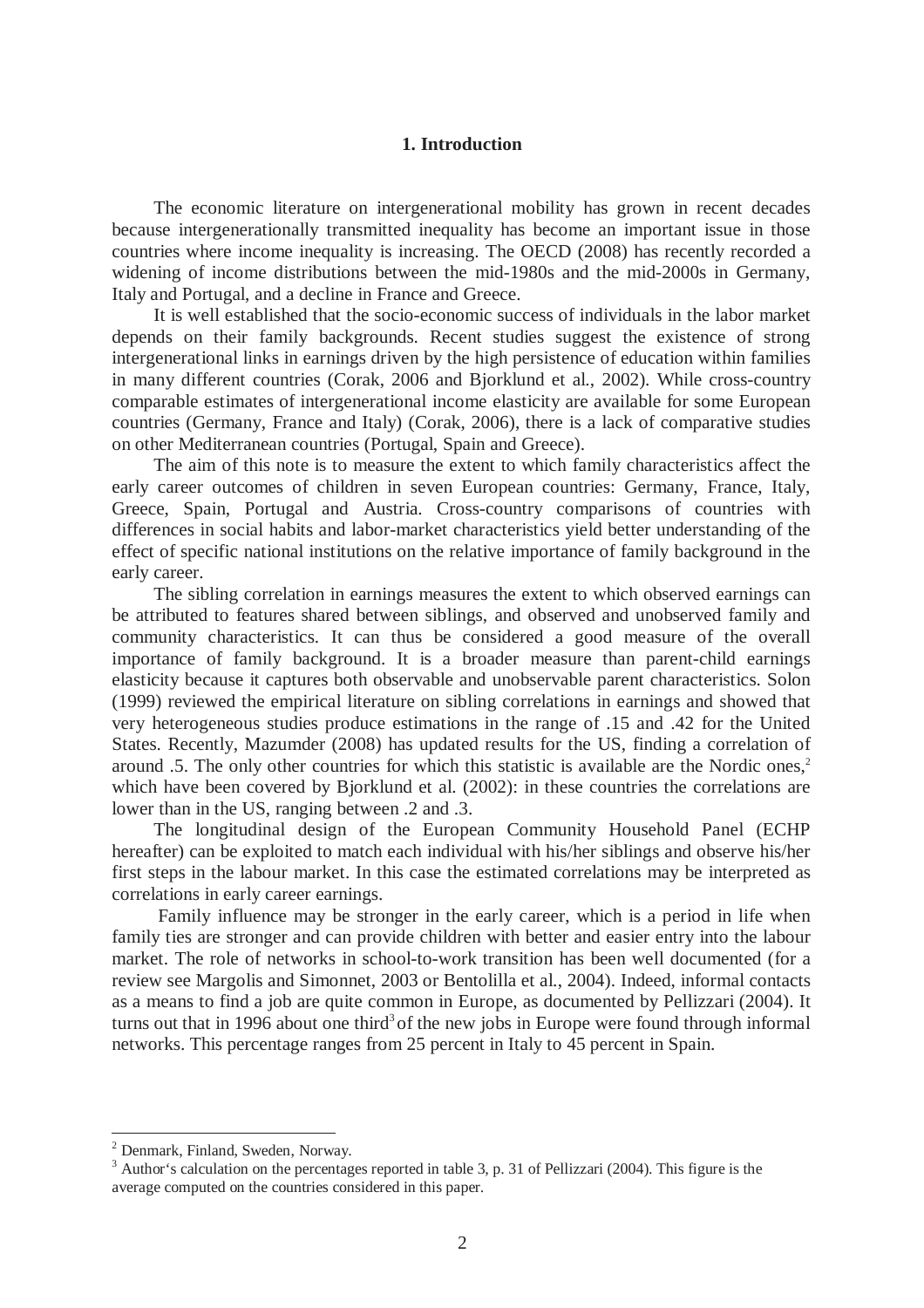## 1. Introduction

The economic literature on intergenerational mobility has grown in recent decades because intergenerationally transmitted inequality has become an important issue in those countries where income inequality is increasing. The OECD (2008) has recently recorded a widening of income distributions between the mid-1980s and the mid-2000s in Germany, Italy and Portugal, and a decline in France and Greece.

It is well established that the socio-economic success of individuals in the labor market depends on their family backgrounds. Recent studies suggest the existence of strong intergenerational links in earnings driven by the high persistence of education within families in many different countries (Corak, 2006 and Bjorklund et al., 2002). While cross-country comparable estimates of intergenerational income elasticity are available for some European countries (Germany, France and Italy) (Corak, 2006), there is a lack of comparative studies on other Mediterranean countries (Portugal, Spain and Greece).

The aim of this note is to measure the extent to which family characteristics affect the early career outcomes of children in seven European countries: Germany, France, Italy, Greece, Spain, Portugal and Austria. Cross-country comparisons of countries with differences in social habits and labor-market characteristics yield better understanding of the effect of specific national institutions on the relative importance of family background in the early career.

The sibling correlation in earnings measures the extent to which observed earnings can be attributed to features shared between siblings, and observed and unobserved family and community characteristics. It can thus be considered a good measure of the overall importance of family background. It is a broader measure than parent-child earnings elasticity because it captures both observable and unobservable parent characteristics. Solon (1999) reviewed the empirical literature on sibling correlations in earnings and showed that very heterogeneous studies produce estimations in the range of .15 and .42 for the United States. Recently, Mazumder (2008) has updated results for the US, finding a correlation of around .5. The only other countries for which this statistic is available are the Nordic ones,[2] which have been covered by Bjorklund et al. (2002): in these countries the correlations are lower than in the US, ranging between .2 and .3.

The longitudinal design of the European Community Household Panel (ECHP hereafter) can be exploited to match each individual with his/her siblings and observe his/her first steps in the labour market. In this case the estimated correlations may be interpreted as correlations in early career earnings.

Family influence may be stronger in the early career, which is a period in life when family ties are stronger and can provide children with better and easier entry into the labour market. The role of networks in school-to-work transition has been well documented (for a review see Margolis and Simonnet, 2003 or Bentolilla et al., 2004). Indeed, informal contacts as a means to find a job are quite common in Europe, as documented by Pellizzari (2004). It turns out that in 1996 about one third[3] of the new jobs in Europe were found through informal networks. This percentage ranges from 25 percent in Italy to 45 percent in Spain.

---

[2] Denmark, Finland, Sweden, Norway.

[3] Author's calculation on the percentages reported in table 3, p. 31 of Pellizzari (2004). This figure is the average computed on the countries considered in this paper.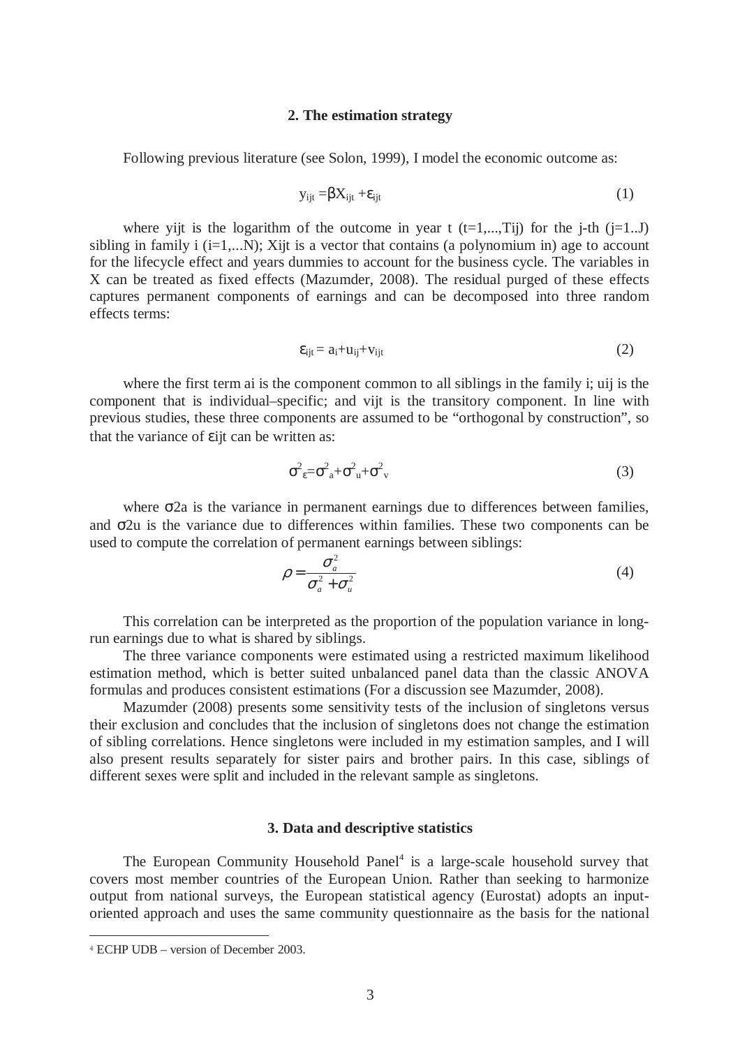## 2. The estimation strategy

Following previous literature (see Solon, 1999), I model the economic outcome as:

$$y_{ijt} = \beta X_{ijt} + \varepsilon_{ijt} \tag{1}$$

where yijt is the logarithm of the outcome in year t (t=1,...,Tij) for the j-th (j=1..J) sibling in family i (i=1,...N); Xijt is a vector that contains (a polynomium in) age to account for the lifecycle effect and years dummies to account for the business cycle. The variables in X can be treated as fixed effects (Mazumder, 2008). The residual purged of these effects captures permanent components of earnings and can be decomposed into three random effects terms:

$$\varepsilon_{ijt} = a_i + u_{ij} + v_{ijt} \tag{2}$$

where the first term ai is the component common to all siblings in the family i; uij is the component that is individual–specific; and vijt is the transitory component. In line with previous studies, these three components are assumed to be "orthogonal by construction", so that the variance of εijt can be written as:

$$\sigma^2_{\varepsilon} = \sigma^2_a + \sigma^2_u + \sigma^2_v \tag{3}$$

where σ2a is the variance in permanent earnings due to differences between families, and σ2u is the variance due to differences within families. These two components can be used to compute the correlation of permanent earnings between siblings:

$$\rho = \frac{\sigma_a^2}{\sigma_a^2 + \sigma_u^2} \tag{4}$$

This correlation can be interpreted as the proportion of the population variance in long-run earnings due to what is shared by siblings.

The three variance components were estimated using a restricted maximum likelihood estimation method, which is better suited unbalanced panel data than the classic ANOVA formulas and produces consistent estimations (For a discussion see Mazumder, 2008).

Mazumder (2008) presents some sensitivity tests of the inclusion of singletons versus their exclusion and concludes that the inclusion of singletons does not change the estimation of sibling correlations. Hence singletons were included in my estimation samples, and I will also present results separately for sister pairs and brother pairs. In this case, siblings of different sexes were split and included in the relevant sample as singletons.

## 3. Data and descriptive statistics

The European Community Household Panel[4] is a large-scale household survey that covers most member countries of the European Union. Rather than seeking to harmonize output from national surveys, the European statistical agency (Eurostat) adopts an input-oriented approach and uses the same community questionnaire as the basis for the national

[4] ECHP UDB – version of December 2003.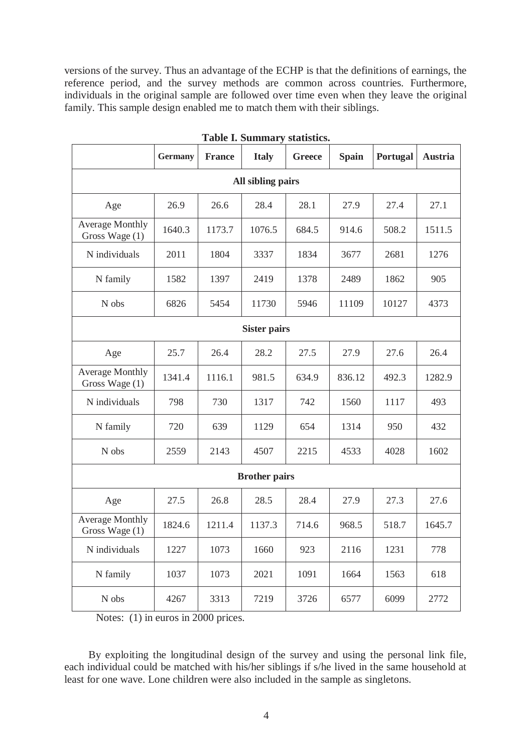versions of the survey. Thus an advantage of the ECHP is that the definitions of earnings, the reference period, and the survey methods are common across countries. Furthermore, individuals in the original sample are followed over time even when they leave the original family. This sample design enabled me to match them with their siblings.

**Table I. Summary statistics.**

| | Germany | France | Italy | Greece | Spain | Portugal | Austria |
|---|---|---|---|---|---|---|---|
| **All sibling pairs** | | | | | | | |
| Age | 26.9 | 26.6 | 28.4 | 28.1 | 27.9 | 27.4 | 27.1 |
| Average Monthly Gross Wage (1) | 1640.3 | 1173.7 | 1076.5 | 684.5 | 914.6 | 508.2 | 1511.5 |
| N individuals | 2011 | 1804 | 3337 | 1834 | 3677 | 2681 | 1276 |
| N family | 1582 | 1397 | 2419 | 1378 | 2489 | 1862 | 905 |
| N obs | 6826 | 5454 | 11730 | 5946 | 11109 | 10127 | 4373 |
| **Sister pairs** | | | | | | | |
| Age | 25.7 | 26.4 | 28.2 | 27.5 | 27.9 | 27.6 | 26.4 |
| Average Monthly Gross Wage (1) | 1341.4 | 1116.1 | 981.5 | 634.9 | 836.12 | 492.3 | 1282.9 |
| N individuals | 798 | 730 | 1317 | 742 | 1560 | 1117 | 493 |
| N family | 720 | 639 | 1129 | 654 | 1314 | 950 | 432 |
| N obs | 2559 | 2143 | 4507 | 2215 | 4533 | 4028 | 1602 |
| **Brother pairs** | | | | | | | |
| Age | 27.5 | 26.8 | 28.5 | 28.4 | 27.9 | 27.3 | 27.6 |
| Average Monthly Gross Wage (1) | 1824.6 | 1211.4 | 1137.3 | 714.6 | 968.5 | 518.7 | 1645.7 |
| N individuals | 1227 | 1073 | 1660 | 923 | 2116 | 1231 | 778 |
| N family | 1037 | 1073 | 2021 | 1091 | 1664 | 1563 | 618 |
| N obs | 4267 | 3313 | 7219 | 3726 | 6577 | 6099 | 2772 |

Notes: (1) in euros in 2000 prices.

By exploiting the longitudinal design of the survey and using the personal link file, each individual could be matched with his/her siblings if s/he lived in the same household at least for one wave. Lone children were also included in the sample as singletons.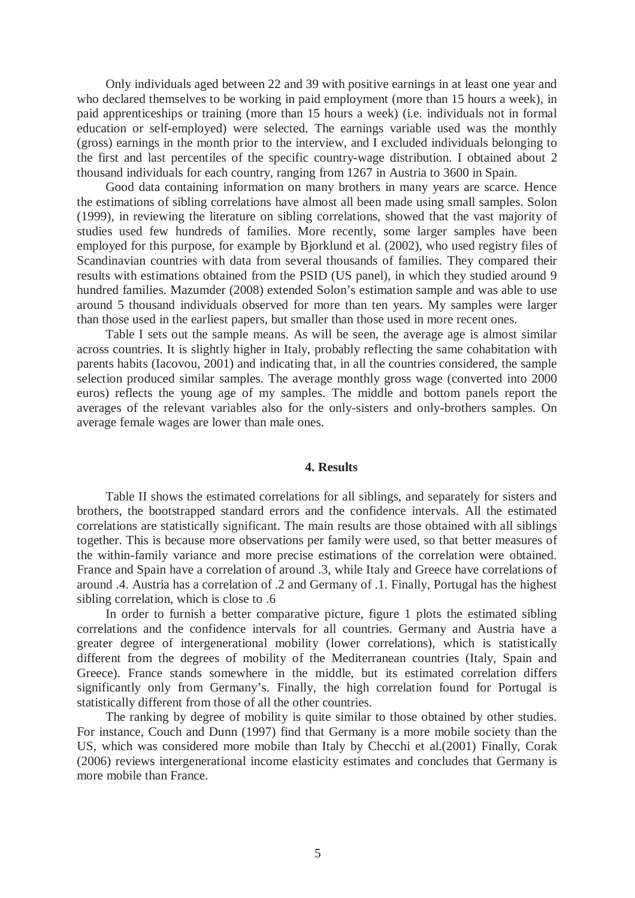Only individuals aged between 22 and 39 with positive earnings in at least one year and who declared themselves to be working in paid employment (more than 15 hours a week), in paid apprenticeships or training (more than 15 hours a week) (i.e. individuals not in formal education or self-employed) were selected. The earnings variable used was the monthly (gross) earnings in the month prior to the interview, and I excluded individuals belonging to the first and last percentiles of the specific country-wage distribution. I obtained about 2 thousand individuals for each country, ranging from 1267 in Austria to 3600 in Spain.

Good data containing information on many brothers in many years are scarce. Hence the estimations of sibling correlations have almost all been made using small samples. Solon (1999), in reviewing the literature on sibling correlations, showed that the vast majority of studies used few hundreds of families. More recently, some larger samples have been employed for this purpose, for example by Bjorklund et al. (2002), who used registry files of Scandinavian countries with data from several thousands of families. They compared their results with estimations obtained from the PSID (US panel), in which they studied around 9 hundred families. Mazumder (2008) extended Solon's estimation sample and was able to use around 5 thousand individuals observed for more than ten years. My samples were larger than those used in the earliest papers, but smaller than those used in more recent ones.

Table I sets out the sample means. As will be seen, the average age is almost similar across countries. It is slightly higher in Italy, probably reflecting the same cohabitation with parents habits (Iacovou, 2001) and indicating that, in all the countries considered, the sample selection produced similar samples. The average monthly gross wage (converted into 2000 euros) reflects the young age of my samples. The middle and bottom panels report the averages of the relevant variables also for the only-sisters and only-brothers samples. On average female wages are lower than male ones.

## 4. Results

Table II shows the estimated correlations for all siblings, and separately for sisters and brothers, the bootstrapped standard errors and the confidence intervals. All the estimated correlations are statistically significant. The main results are those obtained with all siblings together. This is because more observations per family were used, so that better measures of the within-family variance and more precise estimations of the correlation were obtained. France and Spain have a correlation of around .3, while Italy and Greece have correlations of around .4. Austria has a correlation of .2 and Germany of .1. Finally, Portugal has the highest sibling correlation, which is close to .6

In order to furnish a better comparative picture, figure 1 plots the estimated sibling correlations and the confidence intervals for all countries. Germany and Austria have a greater degree of intergenerational mobility (lower correlations), which is statistically different from the degrees of mobility of the Mediterranean countries (Italy, Spain and Greece). France stands somewhere in the middle, but its estimated correlation differs significantly only from Germany's. Finally, the high correlation found for Portugal is statistically different from those of all the other countries.

The ranking by degree of mobility is quite similar to those obtained by other studies. For instance, Couch and Dunn (1997) find that Germany is a more mobile society than the US, which was considered more mobile than Italy by Checchi et al.(2001) Finally, Corak (2006) reviews intergenerational income elasticity estimates and concludes that Germany is more mobile than France.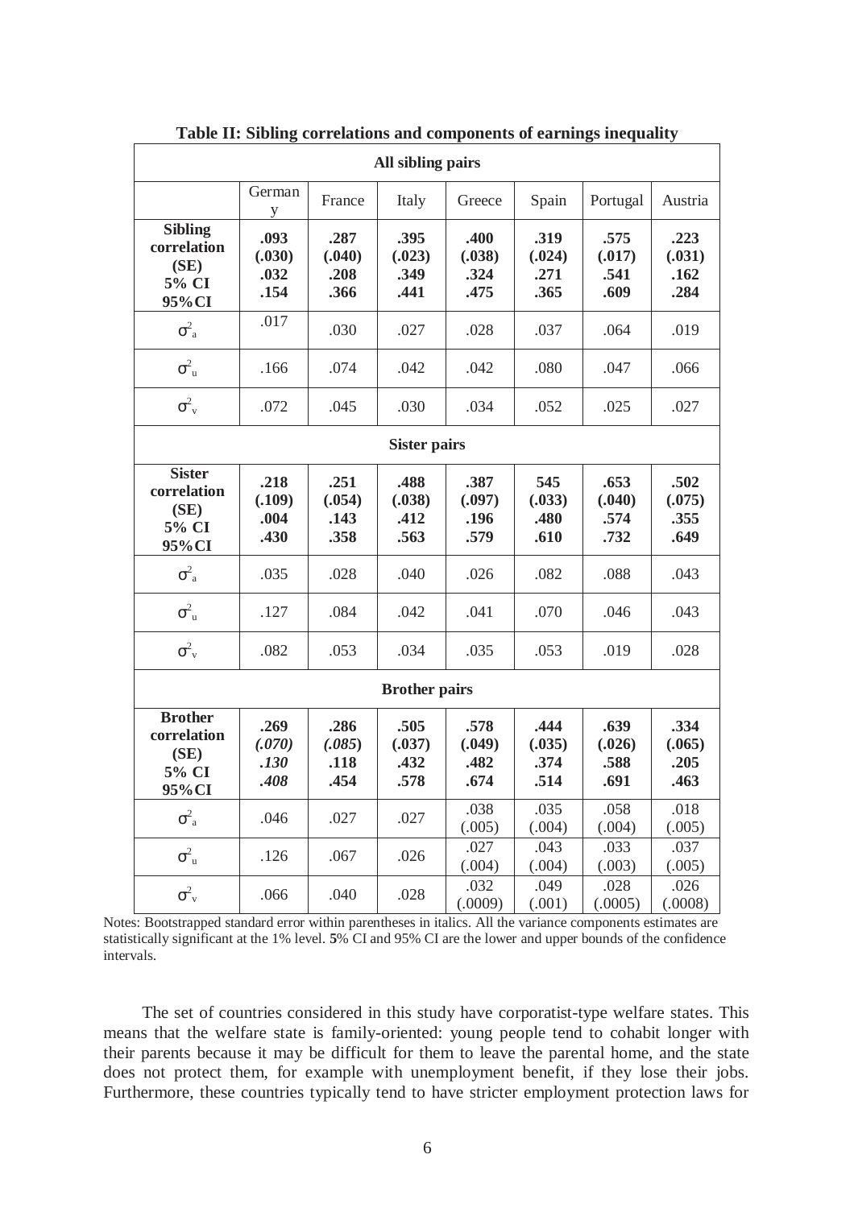**Table II: Sibling correlations and components of earnings inequality**

| All sibling pairs | | | | | | | |
|---|---|---|---|---|---|---|---|
| | Germany | France | Italy | Greece | Spain | Portugal | Austria |
| **Sibling correlation (SE) 5% CI 95%CI** | **.093 (.030) .032 .154** | **.287 (.040) .208 .366** | **.395 (.023) .349 .441** | **.400 (.038) .324 .475** | **.319 (.024) .271 .365** | **.575 (.017) .541 .609** | **.223 (.031) .162 .284** |
| $\sigma^2_a$ | .017 | .030 | .027 | .028 | .037 | .064 | .019 |
| $\sigma^2_u$ | .166 | .074 | .042 | .042 | .080 | .047 | .066 |
| $\sigma^2_v$ | .072 | .045 | .030 | .034 | .052 | .025 | .027 |
| **Sister pairs** | | | | | | | |
| **Sister correlation (SE) 5% CI 95%CI** | **.218 (.109) .004 .430** | **.251 (.054) .143 .358** | **.488 (.038) .412 .563** | **.387 (.097) .196 .579** | **545 (.033) .480 .610** | **.653 (.040) .574 .732** | **.502 (.075) .355 .649** |
| $\sigma^2_a$ | .035 | .028 | .040 | .026 | .082 | .088 | .043 |
| $\sigma^2_u$ | .127 | .084 | .042 | .041 | .070 | .046 | .043 |
| $\sigma^2_v$ | .082 | .053 | .034 | .035 | .053 | .019 | .028 |
| **Brother pairs** | | | | | | | |
| **Brother correlation (SE) 5% CI 95%CI** | **.269 *(.070)* *.130* *.408*** | **.286 *(.085)* .118 .454** | **.505 (.037) .432 .578** | **.578 (.049) .482 .674** | **.444 (.035) .374 .514** | **.639 (.026) .588 .691** | **.334 (.065) .205 .463** |
| $\sigma^2_a$ | .046 | .027 | .027 | .038 (.005) | .035 (.004) | .058 (.004) | .018 (.005) |
| $\sigma^2_u$ | .126 | .067 | .026 | .027 (.004) | .043 (.004) | .033 (.003) | .037 (.005) |
| $\sigma^2_v$ | .066 | .040 | .028 | .032 (.0009) | .049 (.001) | .028 (.0005) | .026 (.0008) |

Notes: Bootstrapped standard error within parentheses in italics. All the variance components estimates are statistically significant at the 1% level. **5**% CI and 95% CI are the lower and upper bounds of the confidence intervals.

The set of countries considered in this study have corporatist-type welfare states. This means that the welfare state is family-oriented: young people tend to cohabit longer with their parents because it may be difficult for them to leave the parental home, and the state does not protect them, for example with unemployment benefit, if they lose their jobs. Furthermore, these countries typically tend to have stricter employment protection laws for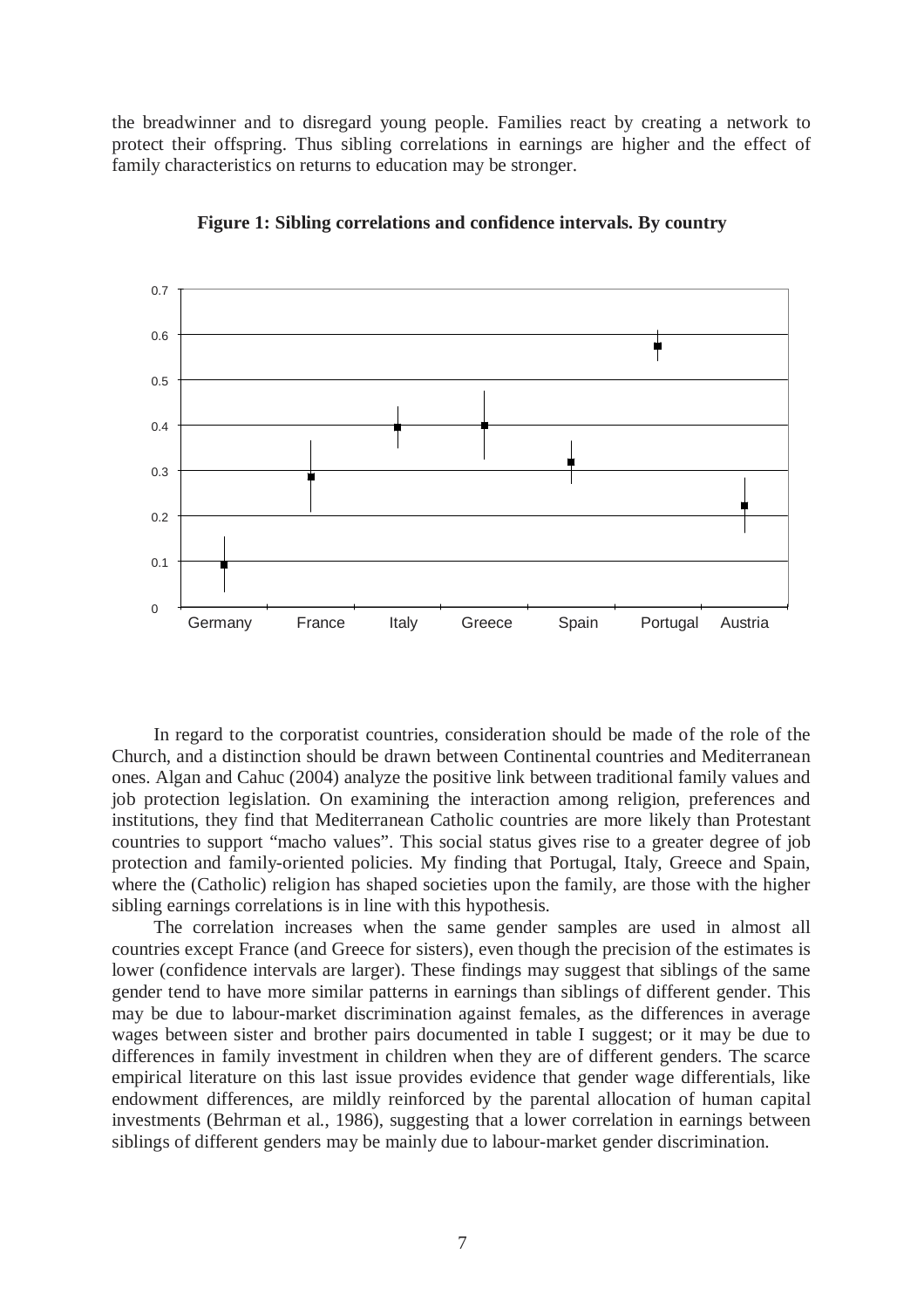the breadwinner and to disregard young people. Families react by creating a network to protect their offspring. Thus sibling correlations in earnings are higher and the effect of family characteristics on returns to education may be stronger.

**Figure 1: Sibling correlations and confidence intervals. By country**

In regard to the corporatist countries, consideration should be made of the role of the Church, and a distinction should be drawn between Continental countries and Mediterranean ones. Algan and Cahuc (2004) analyze the positive link between traditional family values and job protection legislation. On examining the interaction among religion, preferences and institutions, they find that Mediterranean Catholic countries are more likely than Protestant countries to support "macho values". This social status gives rise to a greater degree of job protection and family-oriented policies. My finding that Portugal, Italy, Greece and Spain, where the (Catholic) religion has shaped societies upon the family, are those with the higher sibling earnings correlations is in line with this hypothesis.

The correlation increases when the same gender samples are used in almost all countries except France (and Greece for sisters), even though the precision of the estimates is lower (confidence intervals are larger). These findings may suggest that siblings of the same gender tend to have more similar patterns in earnings than siblings of different gender. This may be due to labour-market discrimination against females, as the differences in average wages between sister and brother pairs documented in table I suggest; or it may be due to differences in family investment in children when they are of different genders. The scarce empirical literature on this last issue provides evidence that gender wage differentials, like endowment differences, are mildly reinforced by the parental allocation of human capital investments (Behrman et al., 1986), suggesting that a lower correlation in earnings between siblings of different genders may be mainly due to labour-market gender discrimination.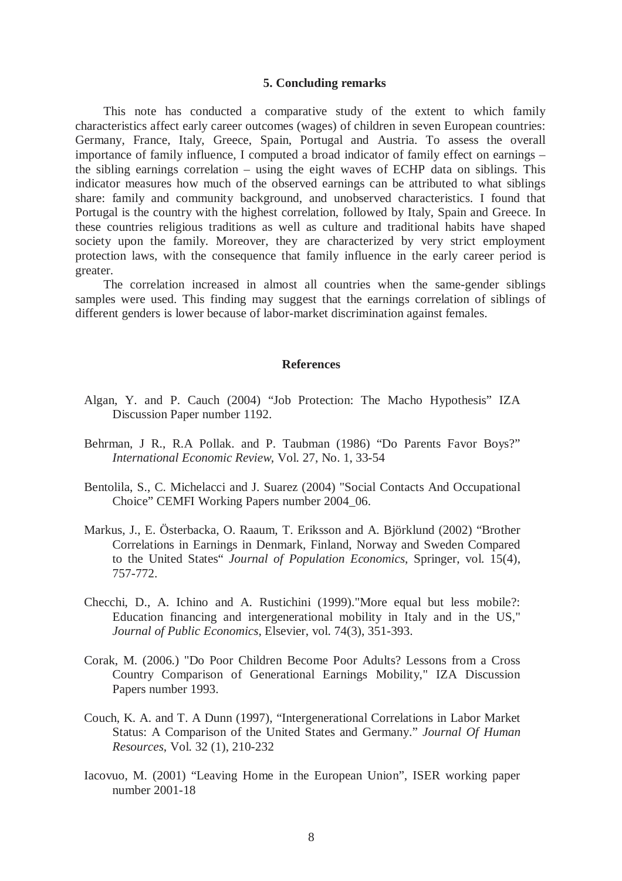## 5. Concluding remarks

This note has conducted a comparative study of the extent to which family characteristics affect early career outcomes (wages) of children in seven European countries: Germany, France, Italy, Greece, Spain, Portugal and Austria. To assess the overall importance of family influence, I computed a broad indicator of family effect on earnings – the sibling earnings correlation – using the eight waves of ECHP data on siblings. This indicator measures how much of the observed earnings can be attributed to what siblings share: family and community background, and unobserved characteristics. I found that Portugal is the country with the highest correlation, followed by Italy, Spain and Greece. In these countries religious traditions as well as culture and traditional habits have shaped society upon the family. Moreover, they are characterized by very strict employment protection laws, with the consequence that family influence in the early career period is greater.

The correlation increased in almost all countries when the same-gender siblings samples were used. This finding may suggest that the earnings correlation of siblings of different genders is lower because of labor-market discrimination against females.

## References

Algan, Y. and P. Cauch (2004) "Job Protection: The Macho Hypothesis" IZA Discussion Paper number 1192.

Behrman, J R., R.A Pollak. and P. Taubman (1986) "Do Parents Favor Boys?" *International Economic Review*, Vol. 27, No. 1, 33-54

Bentolila, S., C. Michelacci and J. Suarez (2004) "Social Contacts And Occupational Choice" CEMFI Working Papers number 2004_06.

Markus, J., E. Österbacka, O. Raaum, T. Eriksson and A. Björklund (2002) "Brother Correlations in Earnings in Denmark, Finland, Norway and Sweden Compared to the United States" *Journal of Population Economics*, Springer, vol. 15(4), 757-772.

Checchi, D., A. Ichino and A. Rustichini (1999)."More equal but less mobile?: Education financing and intergenerational mobility in Italy and in the US," *Journal of Public Economics*, Elsevier, vol. 74(3), 351-393.

Corak, M. (2006.) "Do Poor Children Become Poor Adults? Lessons from a Cross Country Comparison of Generational Earnings Mobility," IZA Discussion Papers number 1993.

Couch, K. A. and T. A Dunn (1997), "Intergenerational Correlations in Labor Market Status: A Comparison of the United States and Germany." *Journal Of Human Resources*, Vol. 32 (1), 210-232

Iacovuo, M. (2001) "Leaving Home in the European Union", ISER working paper number 2001-18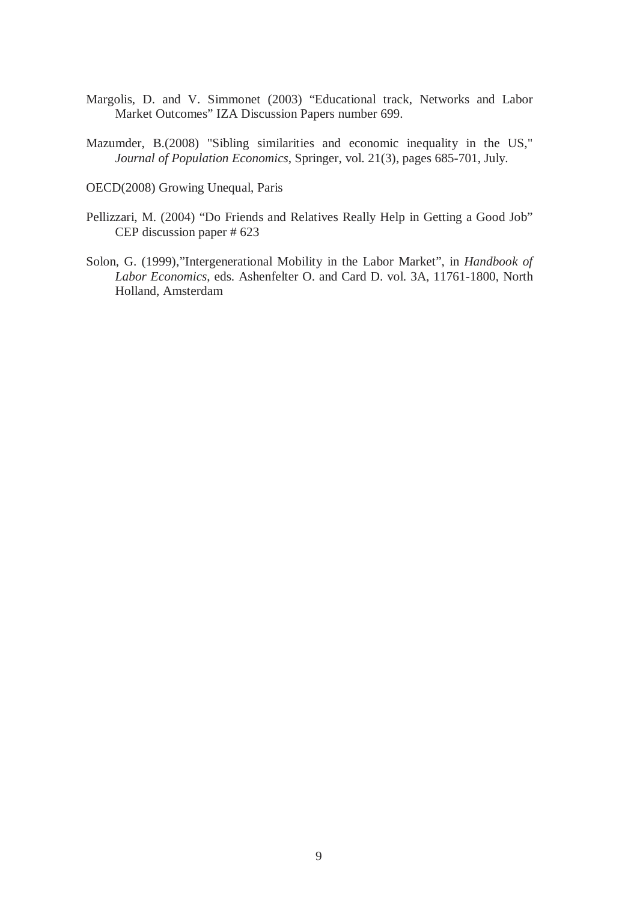Margolis, D. and V. Simmonet (2003) “Educational track, Networks and Labor Market Outcomes” IZA Discussion Papers number 699.

Mazumder, B.(2008) "Sibling similarities and economic inequality in the US," *Journal of Population Economics*, Springer, vol. 21(3), pages 685-701, July.

OECD(2008) Growing Unequal, Paris

Pellizzari, M. (2004) “Do Friends and Relatives Really Help in Getting a Good Job” CEP discussion paper # 623

Solon, G. (1999),”Intergenerational Mobility in the Labor Market”, in *Handbook of Labor Economics*, eds. Ashenfelter O. and Card D. vol. 3A, 11761-1800, North Holland, Amsterdam